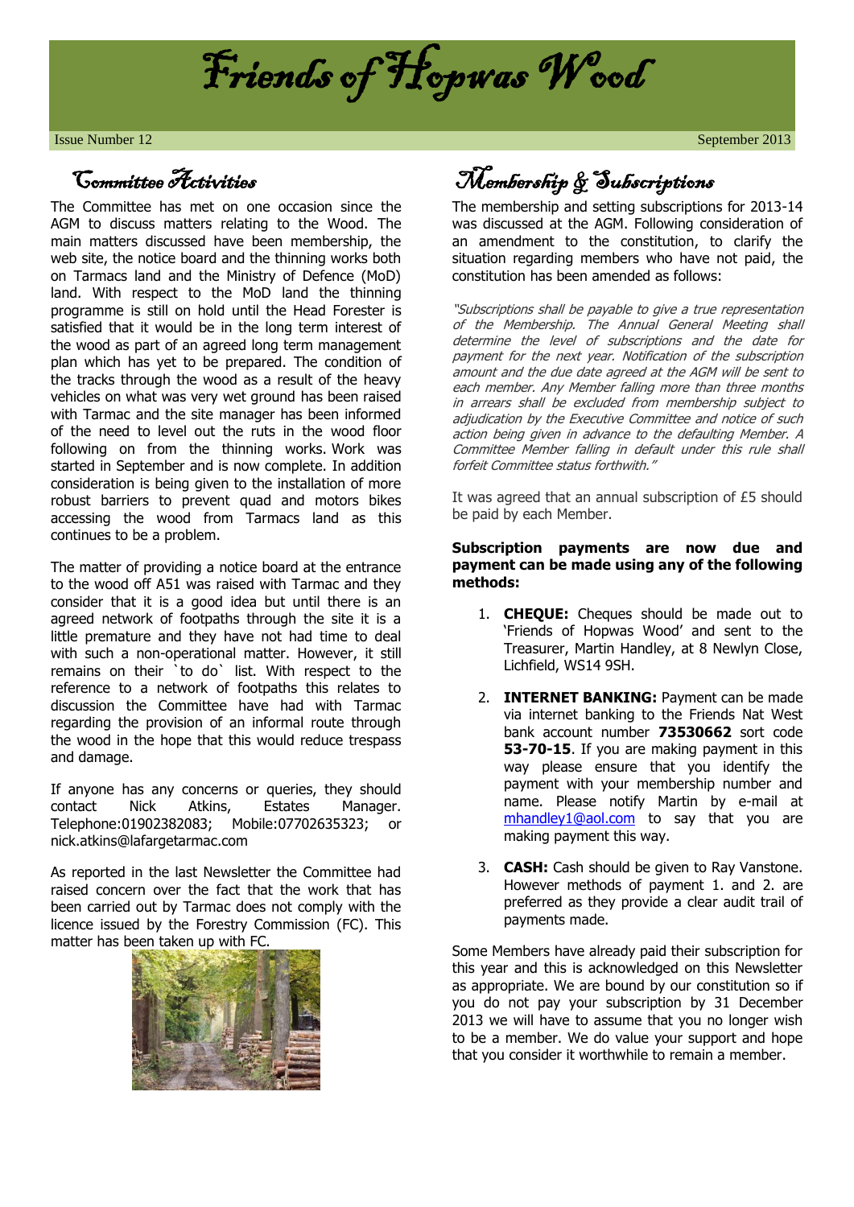# Friends of Hopwas Wood

Issue Number 12 September 2013

## Committee Activities

The Committee has met on one occasion since the AGM to discuss matters relating to the Wood. The main matters discussed have been membership, the web site, the notice board and the thinning works both on Tarmacs land and the Ministry of Defence (MoD) land. With respect to the MoD land the thinning programme is still on hold until the Head Forester is satisfied that it would be in the long term interest of the wood as part of an agreed long term management plan which has yet to be prepared. The condition of the tracks through the wood as a result of the heavy vehicles on what was very wet ground has been raised with Tarmac and the site manager has been informed of the need to level out the ruts in the wood floor following on from the thinning works. Work was started in September and is now complete. In addition consideration is being given to the installation of more robust barriers to prevent quad and motors bikes accessing the wood from Tarmacs land as this continues to be a problem.

The matter of providing a notice board at the entrance to the wood off A51 was raised with Tarmac and they consider that it is a good idea but until there is an agreed network of footpaths through the site it is a little premature and they have not had time to deal with such a non-operational matter. However, it still remains on their `to do` list. With respect to the reference to a network of footpaths this relates to discussion the Committee have had with Tarmac regarding the provision of an informal route through the wood in the hope that this would reduce trespass and damage.

If anyone has any concerns or queries, they should contact Nick Atkins, Estates Manager. Telephone:01902382083; Mobile:07702635323; or nick.atkins@lafargetarmac.com

As reported in the last Newsletter the Committee had raised concern over the fact that the work that has been carried out by Tarmac does not comply with the licence issued by the Forestry Commission (FC). This matter has been taken up with FC.

## Membership & Subscriptions

The membership and setting subscriptions for 2013-14 was discussed at the AGM. Following consideration of an amendment to the constitution, to clarify the situation regarding members who have not paid, the constitution has been amended as follows:

*"Subscriptions shall be payable to give a true representation of the Membership. The Annual General Meeting shall determine the level of subscriptions and the date for payment for the next year. Notification of the subscription amount and the due date agreed at the AGM will be sent to each member. Any Member falling more than three months in arrears shall be excluded from membership subject to adjudication by the Executive Committee and notice of such action being given in advance to the defaulting Member. A Committee Member falling in default under this rule shall forfeit Committee status forthwith."*

It was agreed that an annual subscription of £5 should be paid by each Member.

**Subscription payments are now due and payment can be made using any of the following methods:**

1. **CHEQUE:** Cheques should be made out to 'Friends of Hopwas Wood' and sent to the Treasurer, Martin Handley, at 8 Newlyn Close, Lichfield, WS14 9SH.
2. **INTERNET BANKING:** Payment can be made via internet banking to the Friends Nat West bank account number **73530662** sort code **53-70-15**. If you are making payment in this way please ensure that you identify the payment with your membership number and name. Please notify Martin by e-mail at mhandley1@aol.com to say that you are making payment this way.
3. **CASH:** Cash should be given to Ray Vanstone. However methods of payment 1. and 2. are preferred as they provide a clear audit trail of payments made.

Some Members have already paid their subscription for this year and this is acknowledged on this Newsletter as appropriate. We are bound by our constitution so if you do not pay your subscription by 31 December 2013 we will have to assume that you no longer wish to be a member. We do value your support and hope that you consider it worthwhile to remain a member.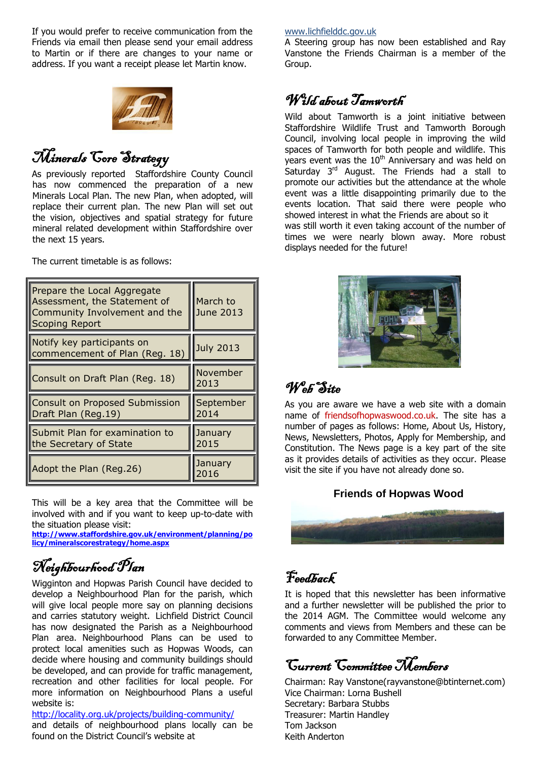If you would prefer to receive communication from the Friends via email then please send your email address to Martin or if there are changes to your name or address. If you want a receipt please let Martin know.

## Minerals Core Strategy

As previously reported Staffordshire County Council has now commenced the preparation of a new Minerals Local Plan. The new Plan, when adopted, will replace their current plan. The new Plan will set out the vision, objectives and spatial strategy for future mineral related development within Staffordshire over the next 15 years.

The current timetable is as follows:

| | |
|---|---|
| Prepare the Local Aggregate Assessment, the Statement of Community Involvement and the Scoping Report | March to June 2013 |
| Notify key participants on commencement of Plan (Reg. 18) | July 2013 |
| Consult on Draft Plan (Reg. 18) | November 2013 |
| Consult on Proposed Submission Draft Plan (Reg.19) | September 2014 |
| Submit Plan for examination to the Secretary of State | January 2015 |
| Adopt the Plan (Reg.26) | January 2016 |

This will be a key area that the Committee will be involved with and if you want to keep up-to-date with the situation please visit:
**http://www.staffordshire.gov.uk/environment/planning/policy/mineralscorestrategy/home.aspx**

## Neighbourhood Plan

Wigginton and Hopwas Parish Council have decided to develop a Neighbourhood Plan for the parish, which will give local people more say on planning decisions and carries statutory weight. Lichfield District Council has now designated the Parish as a Neighbourhood Plan area. Neighbourhood Plans can be used to protect local amenities such as Hopwas Woods, can decide where housing and community buildings should be developed, and can provide for traffic management, recreation and other facilities for local people. For more information on Neighbourhood Plans a useful website is:
http://locality.org.uk/projects/building-community/
and details of neighbourhood plans locally can be found on the District Council's website at www.lichfielddc.gov.uk
A Steering group has now been established and Ray Vanstone the Friends Chairman is a member of the Group.

## Wild about Tamworth

Wild about Tamworth is a joint initiative between Staffordshire Wildlife Trust and Tamworth Borough Council, involving local people in improving the wild spaces of Tamworth for both people and wildlife. This years event was the 10th Anniversary and was held on Saturday 3rd August. The Friends had a stall to promote our activities but the attendance at the whole event was a little disappointing primarily due to the events location. That said there were people who showed interest in what the Friends are about so it was still worth it even taking account of the number of times we were nearly blown away. More robust displays needed for the future!

## Web Site

As you are aware we have a web site with a domain name of friendsofhopwaswood.co.uk. The site has a number of pages as follows: Home, About Us, History, News, Newsletters, Photos, Apply for Membership, and Constitution. The News page is a key part of the site as it provides details of activities as they occur. Please visit the site if you have not already done so.

**Friends of Hopwas Wood**

## Feedback

It is hoped that this newsletter has been informative and a further newsletter will be published the prior to the 2014 AGM. The Committee would welcome any comments and views from Members and these can be forwarded to any Committee Member.

## Current Committee Members

Chairman: Ray Vanstone(rayvanstone@btinternet.com)
Vice Chairman: Lorna Bushell
Secretary: Barbara Stubbs
Treasurer: Martin Handley
Tom Jackson
Keith Anderton